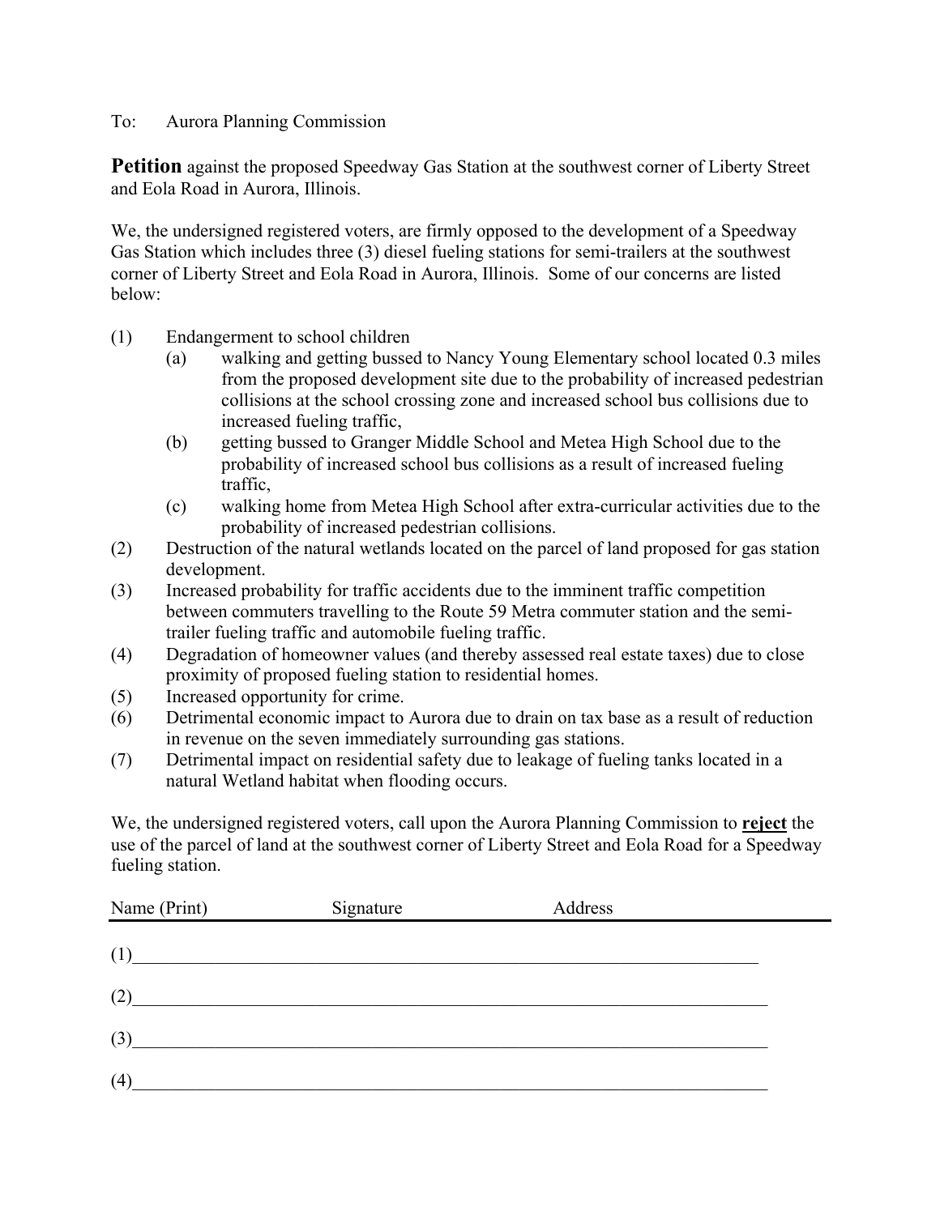To: Aurora Planning Commission

**Petition** against the proposed Speedway Gas Station at the southwest corner of Liberty Street and Eola Road in Aurora, Illinois.

We, the undersigned registered voters, are firmly opposed to the development of a Speedway Gas Station which includes three (3) diesel fueling stations for semi-trailers at the southwest corner of Liberty Street and Eola Road in Aurora, Illinois. Some of our concerns are listed below:

(1) Endangerment to school children
   (a) walking and getting bussed to Nancy Young Elementary school located 0.3 miles from the proposed development site due to the probability of increased pedestrian collisions at the school crossing zone and increased school bus collisions due to increased fueling traffic,
   (b) getting bussed to Granger Middle School and Metea High School due to the probability of increased school bus collisions as a result of increased fueling traffic,
   (c) walking home from Metea High School after extra-curricular activities due to the probability of increased pedestrian collisions.

(2) Destruction of the natural wetlands located on the parcel of land proposed for gas station development.

(3) Increased probability for traffic accidents due to the imminent traffic competition between commuters travelling to the Route 59 Metra commuter station and the semi-trailer fueling traffic and automobile fueling traffic.

(4) Degradation of homeowner values (and thereby assessed real estate taxes) due to close proximity of proposed fueling station to residential homes.

(5) Increased opportunity for crime.

(6) Detrimental economic impact to Aurora due to drain on tax base as a result of reduction in revenue on the seven immediately surrounding gas stations.

(7) Detrimental impact on residential safety due to leakage of fueling tanks located in a natural Wetland habitat when flooding occurs.

We, the undersigned registered voters, call upon the Aurora Planning Commission to **reject** the use of the parcel of land at the southwest corner of Liberty Street and Eola Road for a Speedway fueling station.

| Name (Print) | Signature | Address |
| --- | --- | --- |
| (1) | | |
| (2) | | |
| (3) | | |
| (4) | | |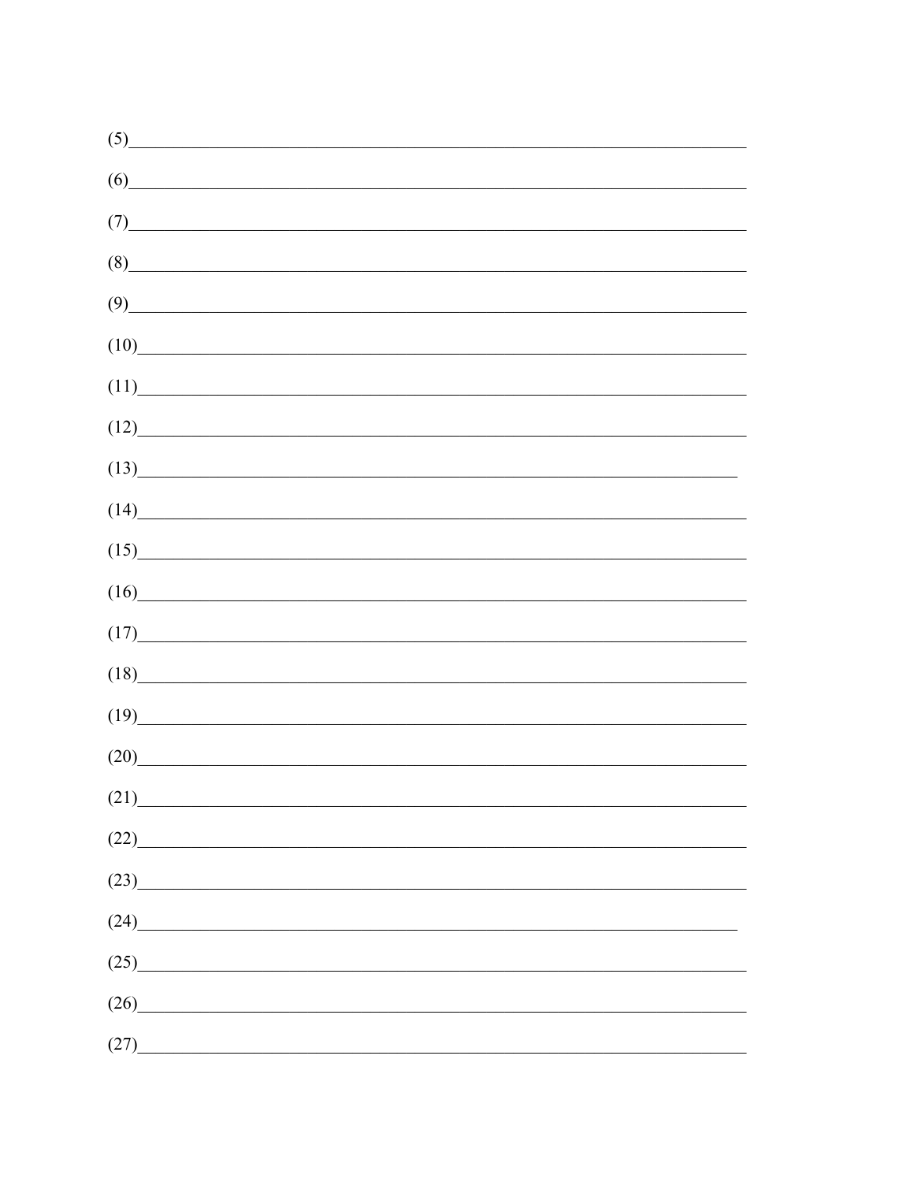(5)\_\_\_\_\_\_\_\_\_\_\_\_\_\_\_\_\_\_\_\_\_\_\_\_\_\_\_\_\_\_\_\_\_\_\_\_\_\_\_\_\_\_\_\_\_\_\_\_\_\_\_\_\_\_\_\_\_\_\_\_\_\_\_\_\_\_\_\_\_\_

(6)\_\_\_\_\_\_\_\_\_\_\_\_\_\_\_\_\_\_\_\_\_\_\_\_\_\_\_\_\_\_\_\_\_\_\_\_\_\_\_\_\_\_\_\_\_\_\_\_\_\_\_\_\_\_\_\_\_\_\_\_\_\_\_\_\_\_\_\_\_\_

(7)\_\_\_\_\_\_\_\_\_\_\_\_\_\_\_\_\_\_\_\_\_\_\_\_\_\_\_\_\_\_\_\_\_\_\_\_\_\_\_\_\_\_\_\_\_\_\_\_\_\_\_\_\_\_\_\_\_\_\_\_\_\_\_\_\_\_\_\_\_\_

(8)\_\_\_\_\_\_\_\_\_\_\_\_\_\_\_\_\_\_\_\_\_\_\_\_\_\_\_\_\_\_\_\_\_\_\_\_\_\_\_\_\_\_\_\_\_\_\_\_\_\_\_\_\_\_\_\_\_\_\_\_\_\_\_\_\_\_\_\_\_\_

(9)\_\_\_\_\_\_\_\_\_\_\_\_\_\_\_\_\_\_\_\_\_\_\_\_\_\_\_\_\_\_\_\_\_\_\_\_\_\_\_\_\_\_\_\_\_\_\_\_\_\_\_\_\_\_\_\_\_\_\_\_\_\_\_\_\_\_\_\_\_\_

(10)\_\_\_\_\_\_\_\_\_\_\_\_\_\_\_\_\_\_\_\_\_\_\_\_\_\_\_\_\_\_\_\_\_\_\_\_\_\_\_\_\_\_\_\_\_\_\_\_\_\_\_\_\_\_\_\_\_\_\_\_\_\_\_\_\_\_\_\_\_

(11)\_\_\_\_\_\_\_\_\_\_\_\_\_\_\_\_\_\_\_\_\_\_\_\_\_\_\_\_\_\_\_\_\_\_\_\_\_\_\_\_\_\_\_\_\_\_\_\_\_\_\_\_\_\_\_\_\_\_\_\_\_\_\_\_\_\_\_\_\_

(12)\_\_\_\_\_\_\_\_\_\_\_\_\_\_\_\_\_\_\_\_\_\_\_\_\_\_\_\_\_\_\_\_\_\_\_\_\_\_\_\_\_\_\_\_\_\_\_\_\_\_\_\_\_\_\_\_\_\_\_\_\_\_\_\_\_\_\_\_\_

(13)\_\_\_\_\_\_\_\_\_\_\_\_\_\_\_\_\_\_\_\_\_\_\_\_\_\_\_\_\_\_\_\_\_\_\_\_\_\_\_\_\_\_\_\_\_\_\_\_\_\_\_\_\_\_\_\_\_\_\_\_\_\_\_\_\_\_\_\_

(14)\_\_\_\_\_\_\_\_\_\_\_\_\_\_\_\_\_\_\_\_\_\_\_\_\_\_\_\_\_\_\_\_\_\_\_\_\_\_\_\_\_\_\_\_\_\_\_\_\_\_\_\_\_\_\_\_\_\_\_\_\_\_\_\_\_\_\_\_\_

(15)\_\_\_\_\_\_\_\_\_\_\_\_\_\_\_\_\_\_\_\_\_\_\_\_\_\_\_\_\_\_\_\_\_\_\_\_\_\_\_\_\_\_\_\_\_\_\_\_\_\_\_\_\_\_\_\_\_\_\_\_\_\_\_\_\_\_\_\_\_

(16)\_\_\_\_\_\_\_\_\_\_\_\_\_\_\_\_\_\_\_\_\_\_\_\_\_\_\_\_\_\_\_\_\_\_\_\_\_\_\_\_\_\_\_\_\_\_\_\_\_\_\_\_\_\_\_\_\_\_\_\_\_\_\_\_\_\_\_\_\_

(17)\_\_\_\_\_\_\_\_\_\_\_\_\_\_\_\_\_\_\_\_\_\_\_\_\_\_\_\_\_\_\_\_\_\_\_\_\_\_\_\_\_\_\_\_\_\_\_\_\_\_\_\_\_\_\_\_\_\_\_\_\_\_\_\_\_\_\_\_\_

(18)\_\_\_\_\_\_\_\_\_\_\_\_\_\_\_\_\_\_\_\_\_\_\_\_\_\_\_\_\_\_\_\_\_\_\_\_\_\_\_\_\_\_\_\_\_\_\_\_\_\_\_\_\_\_\_\_\_\_\_\_\_\_\_\_\_\_\_\_\_

(19)\_\_\_\_\_\_\_\_\_\_\_\_\_\_\_\_\_\_\_\_\_\_\_\_\_\_\_\_\_\_\_\_\_\_\_\_\_\_\_\_\_\_\_\_\_\_\_\_\_\_\_\_\_\_\_\_\_\_\_\_\_\_\_\_\_\_\_\_\_

(20)\_\_\_\_\_\_\_\_\_\_\_\_\_\_\_\_\_\_\_\_\_\_\_\_\_\_\_\_\_\_\_\_\_\_\_\_\_\_\_\_\_\_\_\_\_\_\_\_\_\_\_\_\_\_\_\_\_\_\_\_\_\_\_\_\_\_\_\_\_

(21)\_\_\_\_\_\_\_\_\_\_\_\_\_\_\_\_\_\_\_\_\_\_\_\_\_\_\_\_\_\_\_\_\_\_\_\_\_\_\_\_\_\_\_\_\_\_\_\_\_\_\_\_\_\_\_\_\_\_\_\_\_\_\_\_\_\_\_\_\_

(22)\_\_\_\_\_\_\_\_\_\_\_\_\_\_\_\_\_\_\_\_\_\_\_\_\_\_\_\_\_\_\_\_\_\_\_\_\_\_\_\_\_\_\_\_\_\_\_\_\_\_\_\_\_\_\_\_\_\_\_\_\_\_\_\_\_\_\_\_\_

(23)\_\_\_\_\_\_\_\_\_\_\_\_\_\_\_\_\_\_\_\_\_\_\_\_\_\_\_\_\_\_\_\_\_\_\_\_\_\_\_\_\_\_\_\_\_\_\_\_\_\_\_\_\_\_\_\_\_\_\_\_\_\_\_\_\_\_\_\_\_

(24)\_\_\_\_\_\_\_\_\_\_\_\_\_\_\_\_\_\_\_\_\_\_\_\_\_\_\_\_\_\_\_\_\_\_\_\_\_\_\_\_\_\_\_\_\_\_\_\_\_\_\_\_\_\_\_\_\_\_\_\_\_\_\_\_\_\_\_\_

(25)\_\_\_\_\_\_\_\_\_\_\_\_\_\_\_\_\_\_\_\_\_\_\_\_\_\_\_\_\_\_\_\_\_\_\_\_\_\_\_\_\_\_\_\_\_\_\_\_\_\_\_\_\_\_\_\_\_\_\_\_\_\_\_\_\_\_\_\_\_

(26)\_\_\_\_\_\_\_\_\_\_\_\_\_\_\_\_\_\_\_\_\_\_\_\_\_\_\_\_\_\_\_\_\_\_\_\_\_\_\_\_\_\_\_\_\_\_\_\_\_\_\_\_\_\_\_\_\_\_\_\_\_\_\_\_\_\_\_\_\_

(27)\_\_\_\_\_\_\_\_\_\_\_\_\_\_\_\_\_\_\_\_\_\_\_\_\_\_\_\_\_\_\_\_\_\_\_\_\_\_\_\_\_\_\_\_\_\_\_\_\_\_\_\_\_\_\_\_\_\_\_\_\_\_\_\_\_\_\_\_\_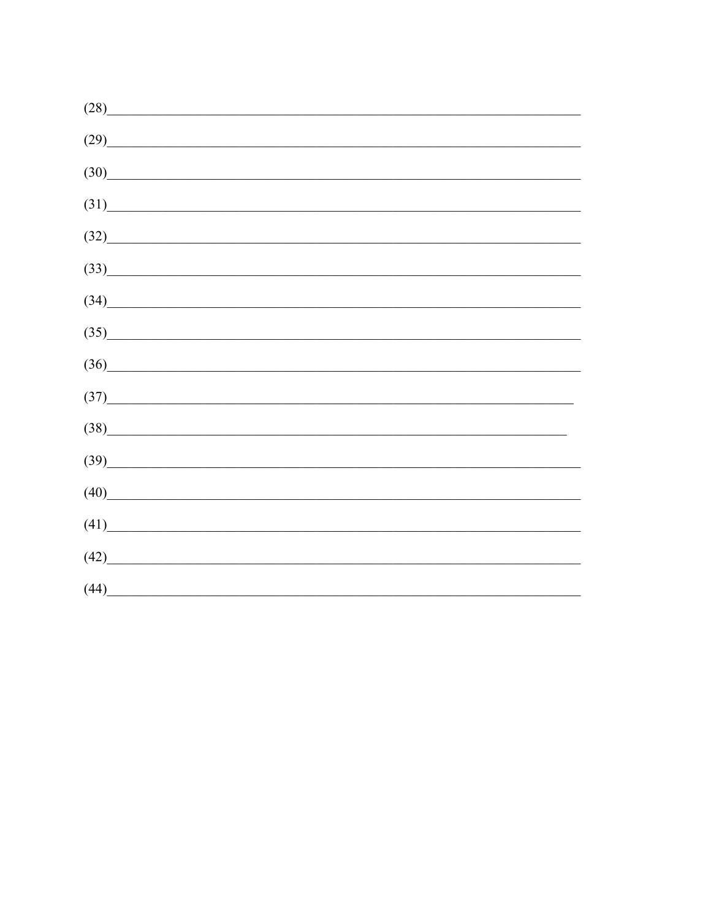(28)\_\_\_\_\_\_\_\_\_\_\_\_\_\_\_\_\_\_\_\_\_\_\_\_\_\_\_\_\_\_\_\_\_\_\_\_\_\_\_\_\_\_\_\_\_\_\_\_\_\_\_\_\_\_\_\_\_\_\_\_

(29)\_\_\_\_\_\_\_\_\_\_\_\_\_\_\_\_\_\_\_\_\_\_\_\_\_\_\_\_\_\_\_\_\_\_\_\_\_\_\_\_\_\_\_\_\_\_\_\_\_\_\_\_\_\_\_\_\_\_\_\_

(30)\_\_\_\_\_\_\_\_\_\_\_\_\_\_\_\_\_\_\_\_\_\_\_\_\_\_\_\_\_\_\_\_\_\_\_\_\_\_\_\_\_\_\_\_\_\_\_\_\_\_\_\_\_\_\_\_\_\_\_\_

(31)\_\_\_\_\_\_\_\_\_\_\_\_\_\_\_\_\_\_\_\_\_\_\_\_\_\_\_\_\_\_\_\_\_\_\_\_\_\_\_\_\_\_\_\_\_\_\_\_\_\_\_\_\_\_\_\_\_\_\_\_

(32)\_\_\_\_\_\_\_\_\_\_\_\_\_\_\_\_\_\_\_\_\_\_\_\_\_\_\_\_\_\_\_\_\_\_\_\_\_\_\_\_\_\_\_\_\_\_\_\_\_\_\_\_\_\_\_\_\_\_\_\_

(33)\_\_\_\_\_\_\_\_\_\_\_\_\_\_\_\_\_\_\_\_\_\_\_\_\_\_\_\_\_\_\_\_\_\_\_\_\_\_\_\_\_\_\_\_\_\_\_\_\_\_\_\_\_\_\_\_\_\_\_\_

(34)\_\_\_\_\_\_\_\_\_\_\_\_\_\_\_\_\_\_\_\_\_\_\_\_\_\_\_\_\_\_\_\_\_\_\_\_\_\_\_\_\_\_\_\_\_\_\_\_\_\_\_\_\_\_\_\_\_\_\_\_

(35)\_\_\_\_\_\_\_\_\_\_\_\_\_\_\_\_\_\_\_\_\_\_\_\_\_\_\_\_\_\_\_\_\_\_\_\_\_\_\_\_\_\_\_\_\_\_\_\_\_\_\_\_\_\_\_\_\_\_\_\_

(36)\_\_\_\_\_\_\_\_\_\_\_\_\_\_\_\_\_\_\_\_\_\_\_\_\_\_\_\_\_\_\_\_\_\_\_\_\_\_\_\_\_\_\_\_\_\_\_\_\_\_\_\_\_\_\_\_\_\_\_\_

(37)\_\_\_\_\_\_\_\_\_\_\_\_\_\_\_\_\_\_\_\_\_\_\_\_\_\_\_\_\_\_\_\_\_\_\_\_\_\_\_\_\_\_\_\_\_\_\_\_\_\_\_\_\_\_\_\_\_\_\_

(38)\_\_\_\_\_\_\_\_\_\_\_\_\_\_\_\_\_\_\_\_\_\_\_\_\_\_\_\_\_\_\_\_\_\_\_\_\_\_\_\_\_\_\_\_\_\_\_\_\_\_\_\_\_\_\_\_\_\_

(39)\_\_\_\_\_\_\_\_\_\_\_\_\_\_\_\_\_\_\_\_\_\_\_\_\_\_\_\_\_\_\_\_\_\_\_\_\_\_\_\_\_\_\_\_\_\_\_\_\_\_\_\_\_\_\_\_\_\_\_\_

(40)\_\_\_\_\_\_\_\_\_\_\_\_\_\_\_\_\_\_\_\_\_\_\_\_\_\_\_\_\_\_\_\_\_\_\_\_\_\_\_\_\_\_\_\_\_\_\_\_\_\_\_\_\_\_\_\_\_\_\_\_

(41)\_\_\_\_\_\_\_\_\_\_\_\_\_\_\_\_\_\_\_\_\_\_\_\_\_\_\_\_\_\_\_\_\_\_\_\_\_\_\_\_\_\_\_\_\_\_\_\_\_\_\_\_\_\_\_\_\_\_\_\_

(42)\_\_\_\_\_\_\_\_\_\_\_\_\_\_\_\_\_\_\_\_\_\_\_\_\_\_\_\_\_\_\_\_\_\_\_\_\_\_\_\_\_\_\_\_\_\_\_\_\_\_\_\_\_\_\_\_\_\_\_\_

(44)\_\_\_\_\_\_\_\_\_\_\_\_\_\_\_\_\_\_\_\_\_\_\_\_\_\_\_\_\_\_\_\_\_\_\_\_\_\_\_\_\_\_\_\_\_\_\_\_\_\_\_\_\_\_\_\_\_\_\_\_